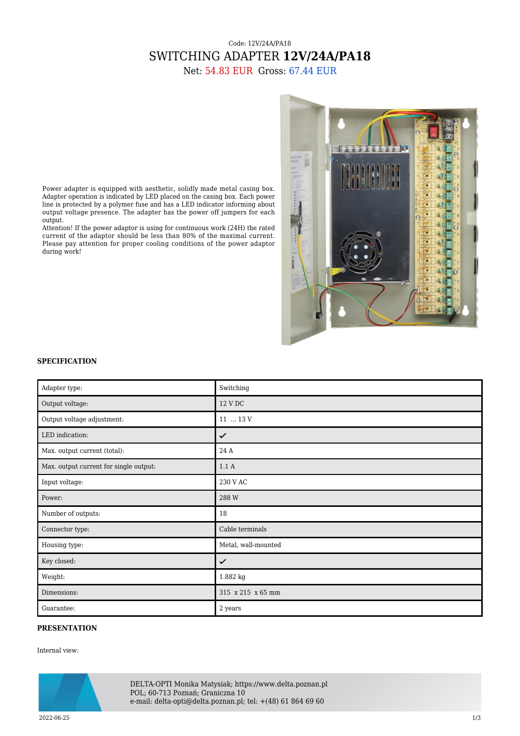Code: 12V/24A/PA18

# SWITCHING ADAPTER **12V/24A/PA18**

Net: 54.83 EUR Gross: 67.44 EUR

Power adapter is equipped with aesthetic, solidly made metal casing box. Adapter operation is indicated by LED placed on the casing box. Each power line is protected by a polymer fuse and has a LED indicator informing about output voltage presence. The adapter has the power off jumpers for each output.
Attention! If the power adaptor is using for continuous work (24H) the rated current of the adaptor should be less than 80% of the maximal current. Please pay attention for proper cooling conditions of the power adaptor during work!

## SPECIFICATION

| | |
|---|---|
| Adapter type: | Switching |
| Output voltage: | 12 V DC |
| Output voltage adjustment: | 11 ... 13 V |
| LED indication: | ✔ |
| Max. output current (total): | 24 A |
| Max. output current for single output: | 1.1 A |
| Input voltage: | 230 V AC |
| Power: | 288 W |
| Number of outputs: | 18 |
| Connector type: | Cable terminals |
| Housing type: | Metal, wall-mounted |
| Key closed: | ✔ |
| Weight: | 1.882 kg |
| Dimensions: | 315 x 215 x 65 mm |
| Guarantee: | 2 years |

## PRESENTATION

Internal view:

DELTA-OPTI Monika Matysiak; https://www.delta.poznan.pl
POL; 60-713 Poznań; Graniczna 10
e-mail: delta-opti@delta.poznan.pl; tel: +(48) 61 864 69 60

2022-06-25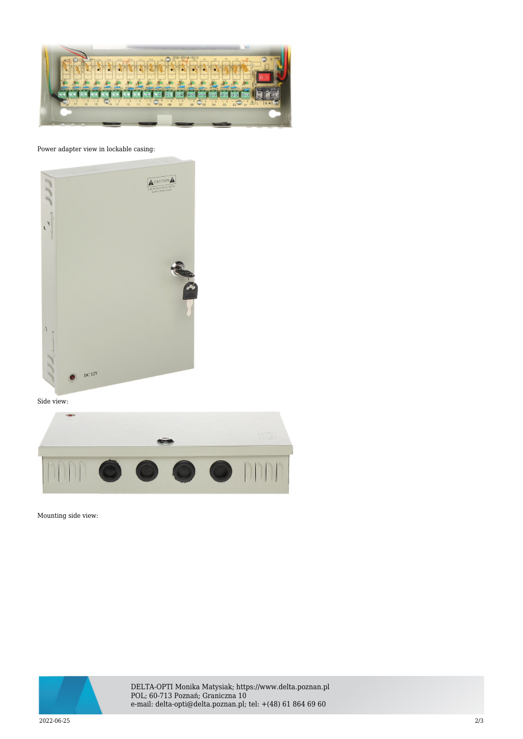Power adapter view in lockable casing:

Side view:

Mounting side view: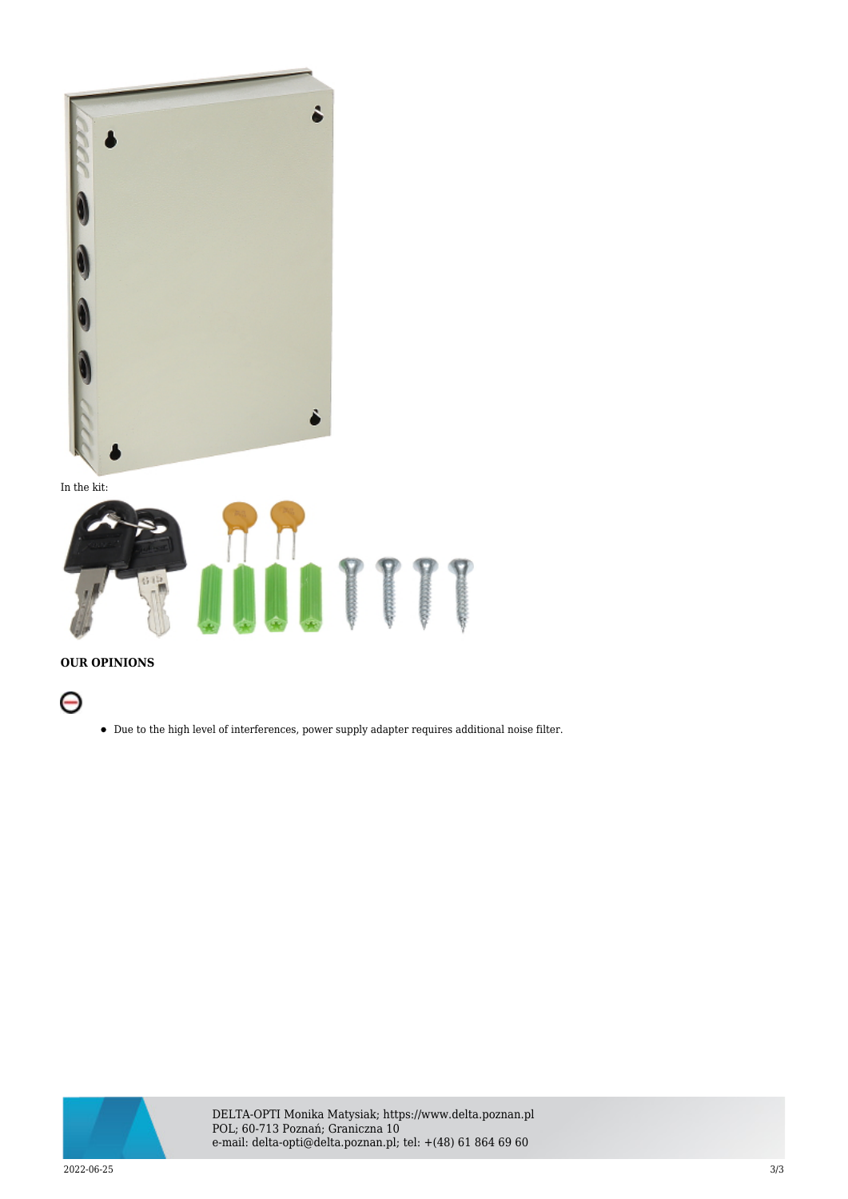In the kit:

**OUR OPINIONS**

- Due to the high level of interferences, power supply adapter requires additional noise filter.

DELTA-OPTI Monika Matysiak; https://www.delta.poznan.pl
POL; 60-713 Poznań; Graniczna 10
e-mail: delta-opti@delta.poznan.pl; tel: +(48) 61 864 69 60

2022-06-25